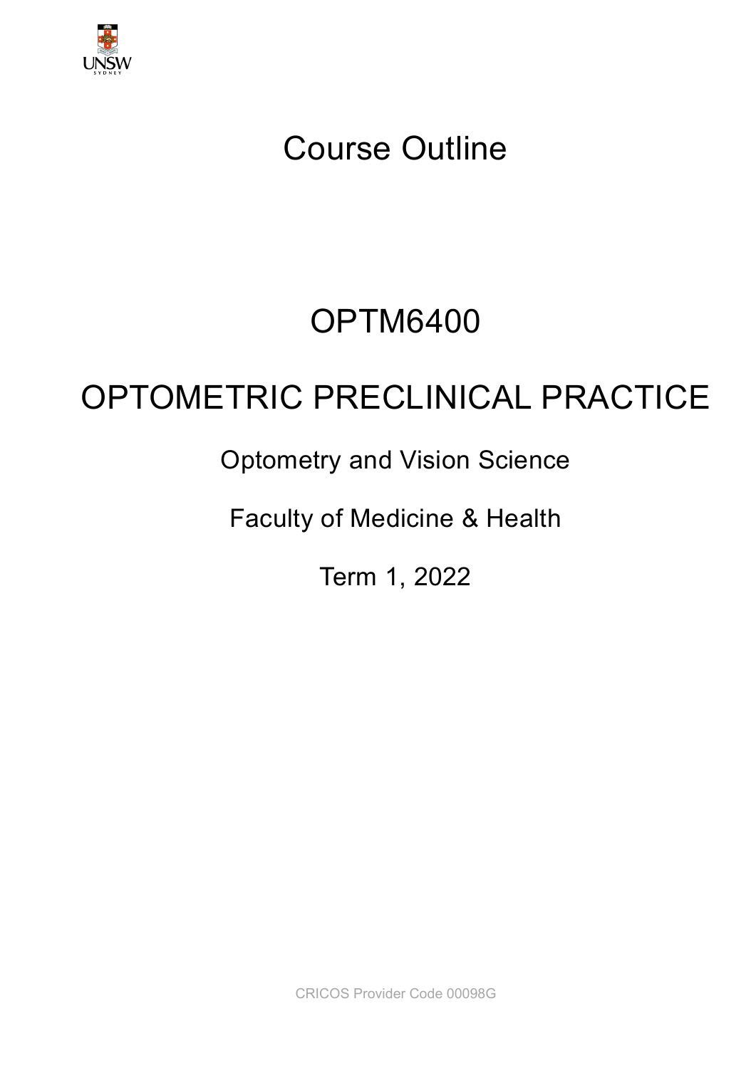UNSW SYDNEY

# Course Outline

# OPTM6400

# OPTOMETRIC PRECLINICAL PRACTICE

Optometry and Vision Science

Faculty of Medicine & Health

Term 1, 2022

CRICOS Provider Code 00098G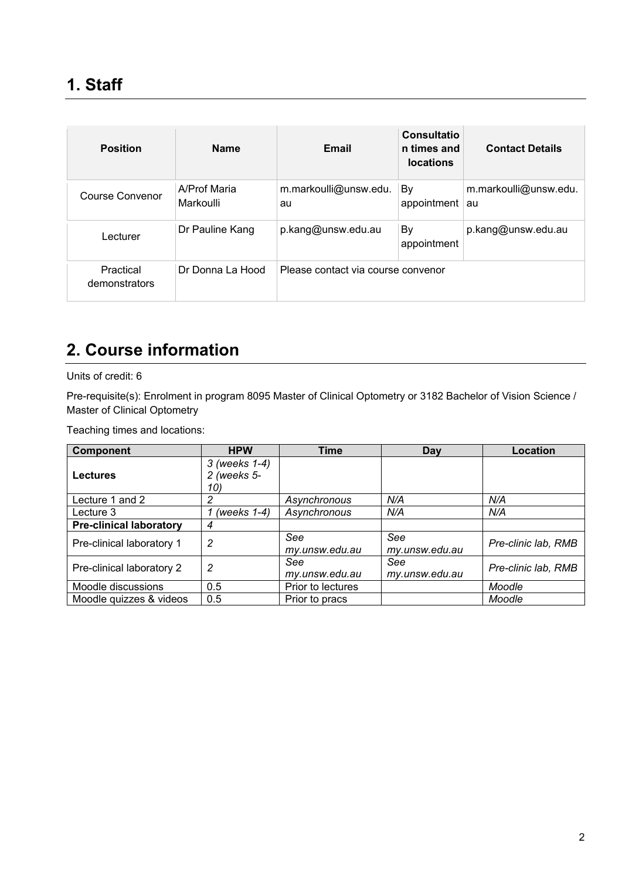# 1. Staff

| Position | Name | Email | Consultation times and locations | Contact Details |
|---|---|---|---|---|
| Course Convenor | A/Prof Maria Markoulli | m.markoulli@unsw.edu.au | By appointment | m.markoulli@unsw.edu.au |
| Lecturer | Dr Pauline Kang | p.kang@unsw.edu.au | By appointment | p.kang@unsw.edu.au |
| Practical demonstrators | Dr Donna La Hood | Please contact via course convenor | | |

# 2. Course information

Units of credit: 6

Pre-requisite(s): Enrolment in program 8095 Master of Clinical Optometry or 3182 Bachelor of Vision Science / Master of Clinical Optometry

Teaching times and locations:

| Component | HPW | Time | Day | Location |
|---|---|---|---|---|
| **Lectures** | *3 (weeks 1-4) 2 (weeks 5-10)* | | | |
| Lecture 1 and 2 | *2* | *Asynchronous* | *N/A* | *N/A* |
| Lecture 3 | *1 (weeks 1-4)* | *Asynchronous* | *N/A* | *N/A* |
| **Pre-clinical laboratory** | *4* | | | |
| Pre-clinical laboratory 1 | *2* | *See my.unsw.edu.au* | *See my.unsw.edu.au* | *Pre-clinic lab, RMB* |
| Pre-clinical laboratory 2 | *2* | *See my.unsw.edu.au* | *See my.unsw.edu.au* | *Pre-clinic lab, RMB* |
| Moodle discussions | 0.5 | Prior to lectures | | *Moodle* |
| Moodle quizzes & videos | 0.5 | Prior to pracs | | *Moodle* |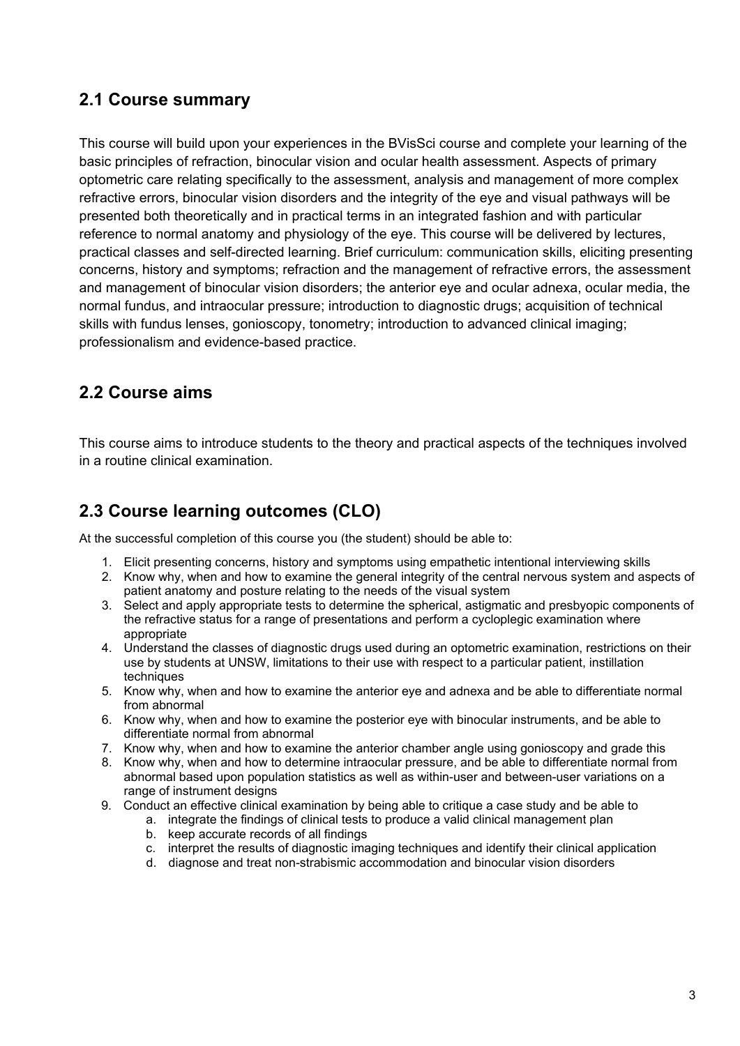## 2.1 Course summary

This course will build upon your experiences in the BVisSci course and complete your learning of the basic principles of refraction, binocular vision and ocular health assessment. Aspects of primary optometric care relating specifically to the assessment, analysis and management of more complex refractive errors, binocular vision disorders and the integrity of the eye and visual pathways will be presented both theoretically and in practical terms in an integrated fashion and with particular reference to normal anatomy and physiology of the eye. This course will be delivered by lectures, practical classes and self-directed learning. Brief curriculum: communication skills, eliciting presenting concerns, history and symptoms; refraction and the management of refractive errors, the assessment and management of binocular vision disorders; the anterior eye and ocular adnexa, ocular media, the normal fundus, and intraocular pressure; introduction to diagnostic drugs; acquisition of technical skills with fundus lenses, gonioscopy, tonometry; introduction to advanced clinical imaging; professionalism and evidence-based practice.

## 2.2 Course aims

This course aims to introduce students to the theory and practical aspects of the techniques involved in a routine clinical examination.

## 2.3 Course learning outcomes (CLO)

At the successful completion of this course you (the student) should be able to:

1. Elicit presenting concerns, history and symptoms using empathetic intentional interviewing skills
2. Know why, when and how to examine the general integrity of the central nervous system and aspects of patient anatomy and posture relating to the needs of the visual system
3. Select and apply appropriate tests to determine the spherical, astigmatic and presbyopic components of the refractive status for a range of presentations and perform a cycloplegic examination where appropriate
4. Understand the classes of diagnostic drugs used during an optometric examination, restrictions on their use by students at UNSW, limitations to their use with respect to a particular patient, instillation techniques
5. Know why, when and how to examine the anterior eye and adnexa and be able to differentiate normal from abnormal
6. Know why, when and how to examine the posterior eye with binocular instruments, and be able to differentiate normal from abnormal
7. Know why, when and how to examine the anterior chamber angle using gonioscopy and grade this
8. Know why, when and how to determine intraocular pressure, and be able to differentiate normal from abnormal based upon population statistics as well as within-user and between-user variations on a range of instrument designs
9. Conduct an effective clinical examination by being able to critique a case study and be able to
    a. integrate the findings of clinical tests to produce a valid clinical management plan
    b. keep accurate records of all findings
    c. interpret the results of diagnostic imaging techniques and identify their clinical application
    d. diagnose and treat non-strabismic accommodation and binocular vision disorders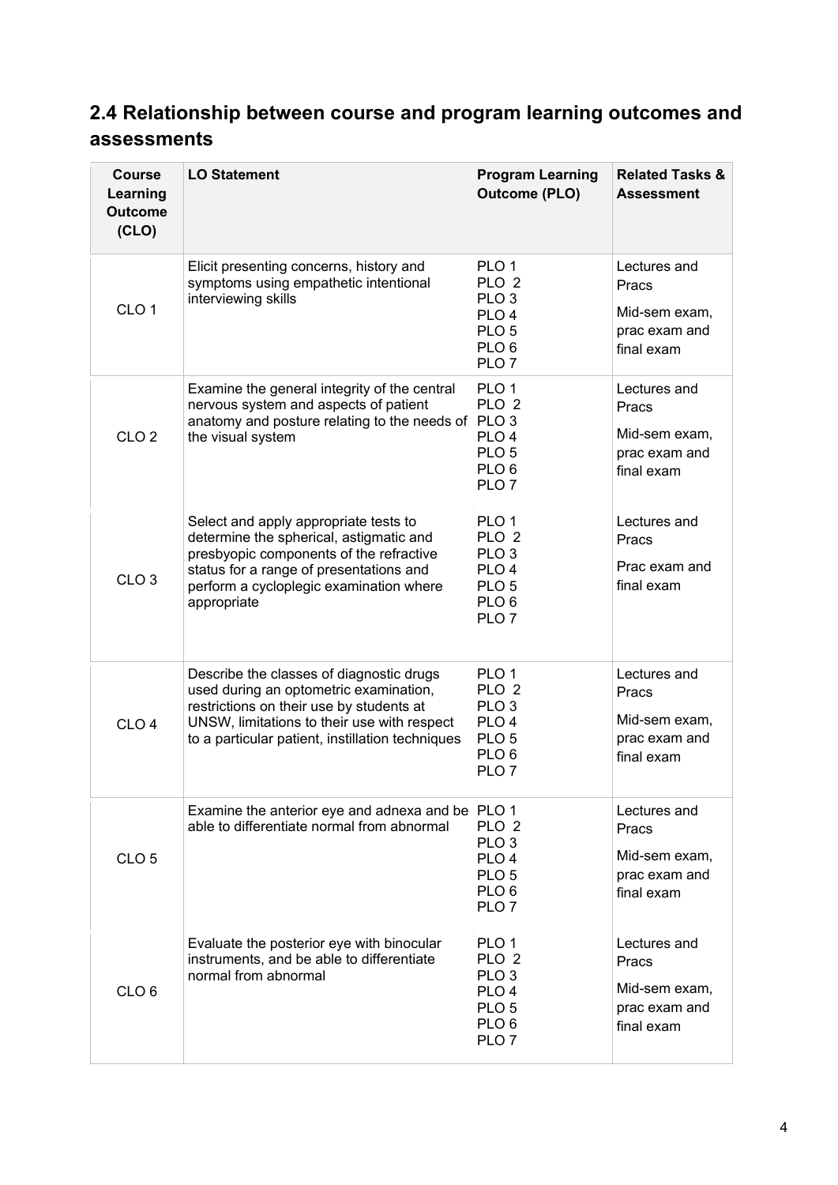## 2.4 Relationship between course and program learning outcomes and assessments

| Course Learning Outcome (CLO) | LO Statement | Program Learning Outcome (PLO) | Related Tasks & Assessment |
| --- | --- | --- | --- |
| CLO 1 | Elicit presenting concerns, history and symptoms using empathetic intentional interviewing skills | PLO 1<br>PLO 2<br>PLO 3<br>PLO 4<br>PLO 5<br>PLO 6<br>PLO 7 | Lectures and Pracs<br>Mid-sem exam, prac exam and final exam |
| CLO 2 | Examine the general integrity of the central nervous system and aspects of patient anatomy and posture relating to the needs of the visual system | PLO 1<br>PLO 2<br>PLO 3<br>PLO 4<br>PLO 5<br>PLO 6<br>PLO 7 | Lectures and Pracs<br>Mid-sem exam, prac exam and final exam |
| CLO 3 | Select and apply appropriate tests to determine the spherical, astigmatic and presbyopic components of the refractive status for a range of presentations and perform a cycloplegic examination where appropriate | PLO 1<br>PLO 2<br>PLO 3<br>PLO 4<br>PLO 5<br>PLO 6<br>PLO 7 | Lectures and Pracs<br>Prac exam and final exam |
| CLO 4 | Describe the classes of diagnostic drugs used during an optometric examination, restrictions on their use by students at UNSW, limitations to their use with respect to a particular patient, instillation techniques | PLO 1<br>PLO 2<br>PLO 3<br>PLO 4<br>PLO 5<br>PLO 6<br>PLO 7 | Lectures and Pracs<br>Mid-sem exam, prac exam and final exam |
| CLO 5 | Examine the anterior eye and adnexa and be able to differentiate normal from abnormal | PLO 1<br>PLO 2<br>PLO 3<br>PLO 4<br>PLO 5<br>PLO 6<br>PLO 7 | Lectures and Pracs<br>Mid-sem exam, prac exam and final exam |
| CLO 6 | Evaluate the posterior eye with binocular instruments, and be able to differentiate normal from abnormal | PLO 1<br>PLO 2<br>PLO 3<br>PLO 4<br>PLO 5<br>PLO 6<br>PLO 7 | Lectures and Pracs<br>Mid-sem exam, prac exam and final exam |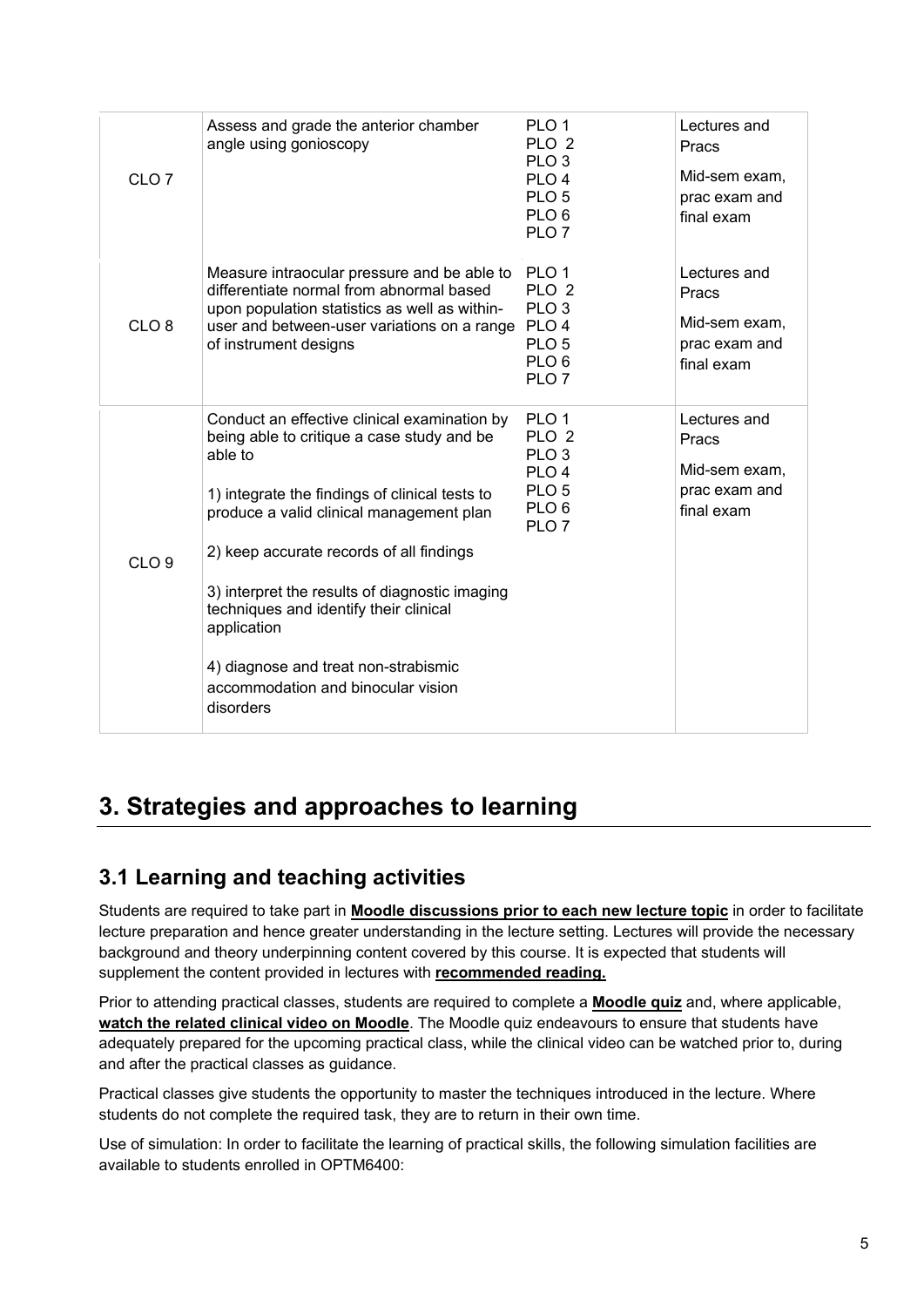| | | | |
|---|---|---|---|
| CLO 7 | Assess and grade the anterior chamber angle using gonioscopy | PLO 1<br>PLO 2<br>PLO 3<br>PLO 4<br>PLO 5<br>PLO 6<br>PLO 7 | Lectures and Pracs<br><br>Mid-sem exam, prac exam and final exam |
| CLO 8 | Measure intraocular pressure and be able to differentiate normal from abnormal based upon population statistics as well as within-user and between-user variations on a range of instrument designs | PLO 1<br>PLO 2<br>PLO 3<br>PLO 4<br>PLO 5<br>PLO 6<br>PLO 7 | Lectures and Pracs<br><br>Mid-sem exam, prac exam and final exam |
| CLO 9 | Conduct an effective clinical examination by being able to critique a case study and be able to<br><br>1) integrate the findings of clinical tests to produce a valid clinical management plan<br><br>2) keep accurate records of all findings<br><br>3) interpret the results of diagnostic imaging techniques and identify their clinical application<br><br>4) diagnose and treat non-strabismic accommodation and binocular vision disorders | PLO 1<br>PLO 2<br>PLO 3<br>PLO 4<br>PLO 5<br>PLO 6<br>PLO 7 | Lectures and Pracs<br><br>Mid-sem exam, prac exam and final exam |

# 3. Strategies and approaches to learning

## 3.1 Learning and teaching activities

Students are required to take part in **Moodle discussions prior to each new lecture topic** in order to facilitate lecture preparation and hence greater understanding in the lecture setting. Lectures will provide the necessary background and theory underpinning content covered by this course. It is expected that students will supplement the content provided in lectures with **recommended reading.**

Prior to attending practical classes, students are required to complete a **Moodle quiz** and, where applicable, **watch the related clinical video on Moodle**. The Moodle quiz endeavours to ensure that students have adequately prepared for the upcoming practical class, while the clinical video can be watched prior to, during and after the practical classes as guidance.

Practical classes give students the opportunity to master the techniques introduced in the lecture. Where students do not complete the required task, they are to return in their own time.

Use of simulation: In order to facilitate the learning of practical skills, the following simulation facilities are available to students enrolled in OPTM6400: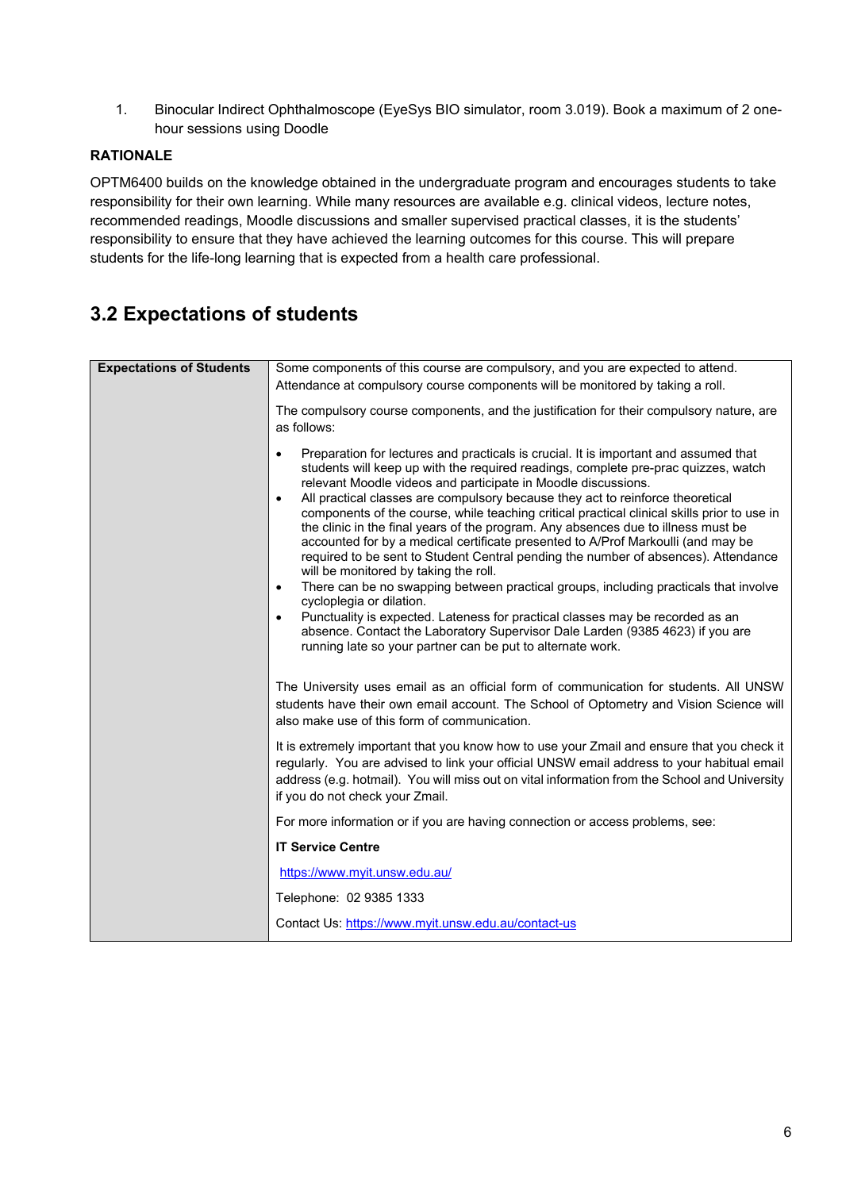1. Binocular Indirect Ophthalmoscope (EyeSys BIO simulator, room 3.019). Book a maximum of 2 one-hour sessions using Doodle

**RATIONALE**

OPTM6400 builds on the knowledge obtained in the undergraduate program and encourages students to take responsibility for their own learning. While many resources are available e.g. clinical videos, lecture notes, recommended readings, Moodle discussions and smaller supervised practical classes, it is the students' responsibility to ensure that they have achieved the learning outcomes for this course. This will prepare students for the life-long learning that is expected from a health care professional.

## 3.2 Expectations of students

| **Expectations of Students** | Some components of this course are compulsory, and you are expected to attend. Attendance at compulsory course components will be monitored by taking a roll.<br><br>The compulsory course components, and the justification for their compulsory nature, are as follows:<br><br>• Preparation for lectures and practicals is crucial. It is important and assumed that students will keep up with the required readings, complete pre-prac quizzes, watch relevant Moodle videos and participate in Moodle discussions.<br>• All practical classes are compulsory because they act to reinforce theoretical components of the course, while teaching critical practical clinical skills prior to use in the clinic in the final years of the program. Any absences due to illness must be accounted for by a medical certificate presented to A/Prof Markoulli (and may be required to be sent to Student Central pending the number of absences). Attendance will be monitored by taking the roll.<br>• There can be no swapping between practical groups, including practicals that involve cycloplegia or dilation.<br>• Punctuality is expected. Lateness for practical classes may be recorded as an absence. Contact the Laboratory Supervisor Dale Larden (9385 4623) if you are running late so your partner can be put to alternate work.<br><br>The University uses email as an official form of communication for students. All UNSW students have their own email account. The School of Optometry and Vision Science will also make use of this form of communication.<br><br>It is extremely important that you know how to use your Zmail and ensure that you check it regularly. You are advised to link your official UNSW email address to your habitual email address (e.g. hotmail). You will miss out on vital information from the School and University if you do not check your Zmail.<br><br>For more information or if you are having connection or access problems, see:<br><br>**IT Service Centre**<br><br>https://www.myit.unsw.edu.au/<br><br>Telephone: 02 9385 1333<br><br>Contact Us: https://www.myit.unsw.edu.au/contact-us |
|---|---|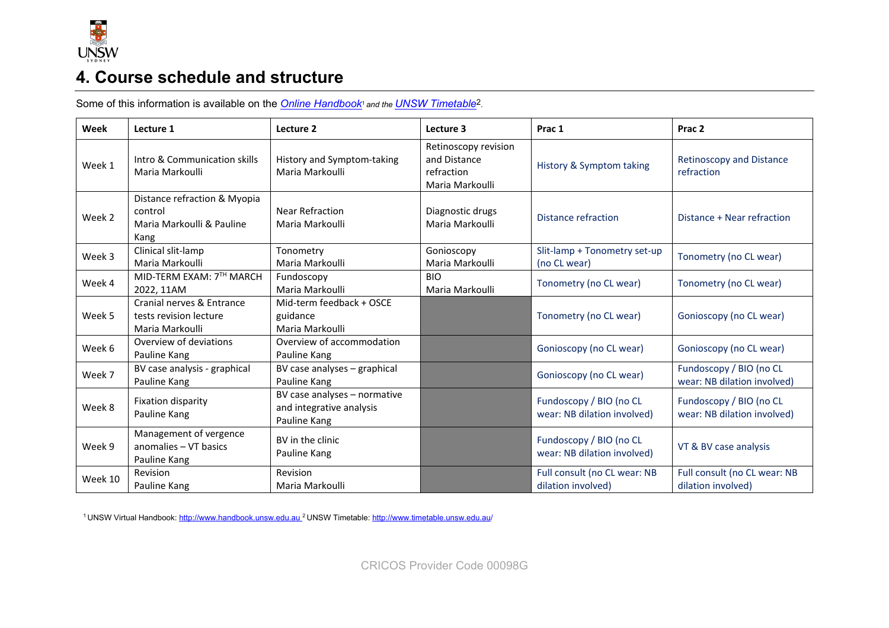# 4. Course schedule and structure

Some of this information is available on the *Online Handbook*[1] *and the* *UNSW Timetable*[2].

| Week | Lecture 1 | Lecture 2 | Lecture 3 | Prac 1 | Prac 2 |
|---|---|---|---|---|---|
| Week 1 | Intro & Communication skills Maria Markoulli | History and Symptom-taking Maria Markoulli | Retinoscopy revision and Distance refraction Maria Markoulli | History & Symptom taking | Retinoscopy and Distance refraction |
| Week 2 | Distance refraction & Myopia control Maria Markoulli & Pauline Kang | Near Refraction Maria Markoulli | Diagnostic drugs Maria Markoulli | Distance refraction | Distance + Near refraction |
| Week 3 | Clinical slit-lamp Maria Markoulli | Tonometry Maria Markoulli | Gonioscopy Maria Markoulli | Slit-lamp + Tonometry set-up (no CL wear) | Tonometry (no CL wear) |
| Week 4 | MID-TERM EXAM: 7TH MARCH 2022, 11AM | Fundoscopy Maria Markoulli | BIO Maria Markoulli | Tonometry (no CL wear) | Tonometry (no CL wear) |
| Week 5 | Cranial nerves & Entrance tests revision lecture Maria Markoulli | Mid-term feedback + OSCE guidance Maria Markoulli | | Tonometry (no CL wear) | Gonioscopy (no CL wear) |
| Week 6 | Overview of deviations Pauline Kang | Overview of accommodation Pauline Kang | | Gonioscopy (no CL wear) | Gonioscopy (no CL wear) |
| Week 7 | BV case analysis - graphical Pauline Kang | BV case analyses – graphical Pauline Kang | | Gonioscopy (no CL wear) | Fundoscopy / BIO (no CL wear: NB dilation involved) |
| Week 8 | Fixation disparity Pauline Kang | BV case analyses – normative and integrative analysis Pauline Kang | | Fundoscopy / BIO (no CL wear: NB dilation involved) | Fundoscopy / BIO (no CL wear: NB dilation involved) |
| Week 9 | Management of vergence anomalies – VT basics Pauline Kang | BV in the clinic Pauline Kang | | Fundoscopy / BIO (no CL wear: NB dilation involved) | VT & BV case analysis |
| Week 10 | Revision Pauline Kang | Revision Maria Markoulli | | Full consult (no CL wear: NB dilation involved) | Full consult (no CL wear: NB dilation involved) |

[1] UNSW Virtual Handbook: http://www.handbook.unsw.edu.au [2] UNSW Timetable: http://www.timetable.unsw.edu.au/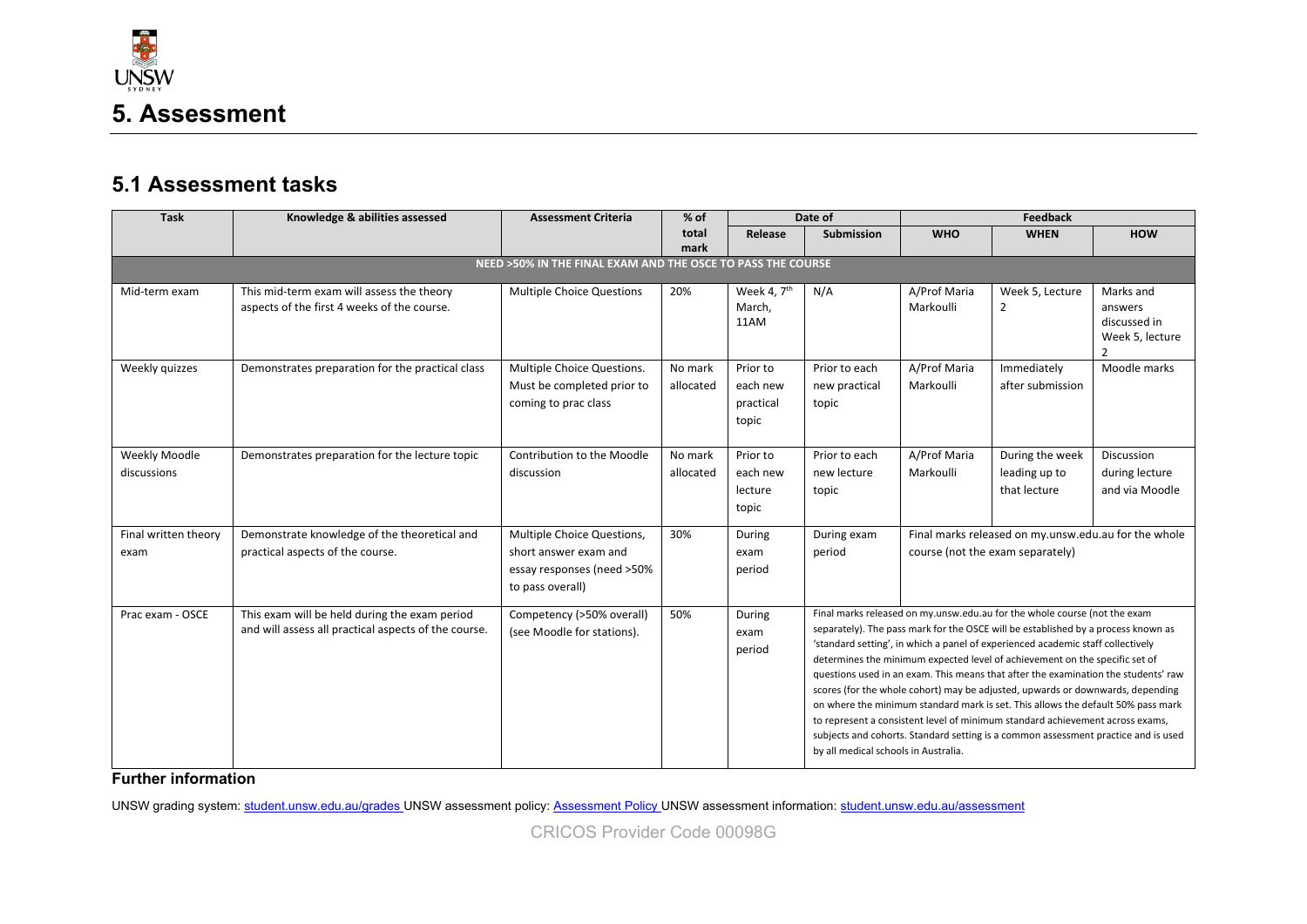# 5. Assessment

## 5.1 Assessment tasks

| Task | Knowledge & abilities assessed | Assessment Criteria | % of total mark | Date of | | Feedback | | |
|---|---|---|---|---|---|---|---|---|
| | | | | Release | Submission | WHO | WHEN | HOW |
| **NEED >50% IN THE FINAL EXAM AND THE OSCE TO PASS THE COURSE** | | | | | | | | |
| Mid-term exam | This mid-term exam will assess the theory aspects of the first 4 weeks of the course. | Multiple Choice Questions | 20% | Week 4, 7th March, 11AM | N/A | A/Prof Maria Markoulli | Week 5, Lecture 2 | Marks and answers discussed in Week 5, lecture 2 |
| Weekly quizzes | Demonstrates preparation for the practical class | Multiple Choice Questions. Must be completed prior to coming to prac class | No mark allocated | Prior to each new practical topic | Prior to each new practical topic | A/Prof Maria Markoulli | Immediately after submission | Moodle marks |
| Weekly Moodle discussions | Demonstrates preparation for the lecture topic | Contribution to the Moodle discussion | No mark allocated | Prior to each new lecture topic | Prior to each new lecture topic | A/Prof Maria Markoulli | During the week leading up to that lecture | Discussion during lecture and via Moodle |
| Final written theory exam | Demonstrate knowledge of the theoretical and practical aspects of the course. | Multiple Choice Questions, short answer exam and essay responses (need >50% to pass overall) | 30% | During exam period | During exam period | Final marks released on my.unsw.edu.au for the whole course (not the exam separately) | | |
| Prac exam - OSCE | This exam will be held during the exam period and will assess all practical aspects of the course. | Competency (>50% overall) (see Moodle for stations). | 50% | During exam period | Final marks released on my.unsw.edu.au for the whole course (not the exam separately). The pass mark for the OSCE will be established by a process known as 'standard setting', in which a panel of experienced academic staff collectively determines the minimum expected level of achievement on the specific set of questions used in an exam. This means that after the examination the students' raw scores (for the whole cohort) may be adjusted, upwards or downwards, depending on where the minimum standard mark is set. This allows the default 50% pass mark to represent a consistent level of minimum standard achievement across exams, subjects and cohorts. Standard setting is a common assessment practice and is used by all medical schools in Australia. | | | |

### Further information

UNSW grading system: [student.unsw.edu.au/grades](student.unsw.edu.au/grades) UNSW assessment policy: [Assessment Policy](#) UNSW assessment information: [student.unsw.edu.au/assessment](student.unsw.edu.au/assessment)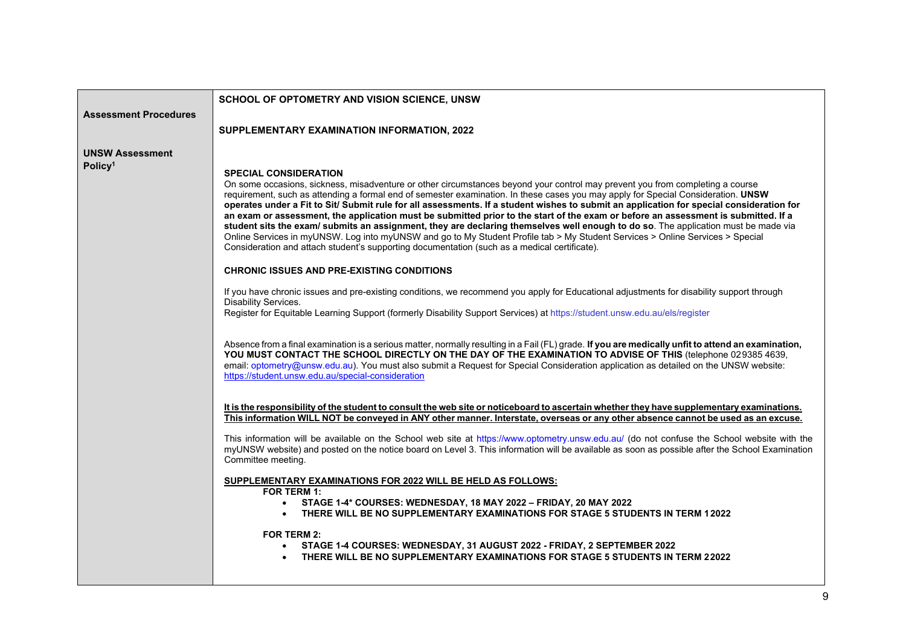**Assessment Procedures**

**UNSW Assessment Policy**[1]

**SCHOOL OF OPTOMETRY AND VISION SCIENCE, UNSW**

**SUPPLEMENTARY EXAMINATION INFORMATION, 2022**

**SPECIAL CONSIDERATION**

On some occasions, sickness, misadventure or other circumstances beyond your control may prevent you from completing a course requirement, such as attending a formal end of semester examination. In these cases you may apply for Special Consideration. **UNSW operates under a Fit to Sit/ Submit rule for all assessments. If a student wishes to submit an application for special consideration for an exam or assessment, the application must be submitted prior to the start of the exam or before an assessment is submitted. If a student sits the exam/ submits an assignment, they are declaring themselves well enough to do so**. The application must be made via Online Services in myUNSW. Log into myUNSW and go to My Student Profile tab > My Student Services > Online Services > Special Consideration and attach student's supporting documentation (such as a medical certificate).

**CHRONIC ISSUES AND PRE-EXISTING CONDITIONS**

If you have chronic issues and pre-existing conditions, we recommend you apply for Educational adjustments for disability support through Disability Services.
Register for Equitable Learning Support (formerly Disability Support Services) at https://student.unsw.edu.au/els/register

Absence from a final examination is a serious matter, normally resulting in a Fail (FL) grade. **If you are medically unfit to attend an examination, YOU MUST CONTACT THE SCHOOL DIRECTLY ON THE DAY OF THE EXAMINATION TO ADVISE OF THIS** (telephone 029385 4639, email: optometry@unsw.edu.au). You must also submit a Request for Special Consideration application as detailed on the UNSW website: https://student.unsw.edu.au/special-consideration

**It is the responsibility of the student to consult the web site or noticeboard to ascertain whether they have supplementary examinations. This information WILL NOT be conveyed in ANY other manner. Interstate, overseas or any other absence cannot be used as an excuse.**

This information will be available on the School web site at https://www.optometry.unsw.edu.au/ (do not confuse the School website with the myUNSW website) and posted on the notice board on Level 3. This information will be available as soon as possible after the School Examination Committee meeting.

**SUPPLEMENTARY EXAMINATIONS FOR 2022 WILL BE HELD AS FOLLOWS:**

**FOR TERM 1:**

- **STAGE 1-4* COURSES: WEDNESDAY, 18 MAY 2022 – FRIDAY, 20 MAY 2022**
- **THERE WILL BE NO SUPPLEMENTARY EXAMINATIONS FOR STAGE 5 STUDENTS IN TERM 1 2022**

**FOR TERM 2:**

- **STAGE 1-4 COURSES: WEDNESDAY, 31 AUGUST 2022 - FRIDAY, 2 SEPTEMBER 2022**
- **THERE WILL BE NO SUPPLEMENTARY EXAMINATIONS FOR STAGE 5 STUDENTS IN TERM 2 2022**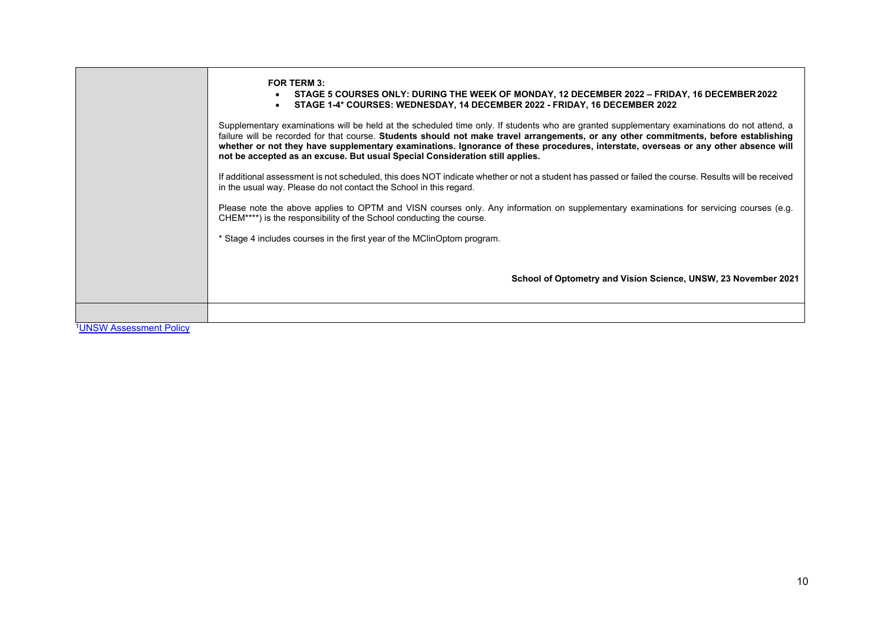**FOR TERM 3:**

- **STAGE 5 COURSES ONLY: DURING THE WEEK OF MONDAY, 12 DECEMBER 2022 – FRIDAY, 16 DECEMBER 2022**
- **STAGE 1-4* COURSES: WEDNESDAY, 14 DECEMBER 2022 - FRIDAY, 16 DECEMBER 2022**

Supplementary examinations will be held at the scheduled time only. If students who are granted supplementary examinations do not attend, a failure will be recorded for that course. **Students should not make travel arrangements, or any other commitments, before establishing whether or not they have supplementary examinations. Ignorance of these procedures, interstate, overseas or any other absence will not be accepted as an excuse. But usual Special Consideration still applies.**

If additional assessment is not scheduled, this does NOT indicate whether or not a student has passed or failed the course. Results will be received in the usual way. Please do not contact the School in this regard.

Please note the above applies to OPTM and VISN courses only. Any information on supplementary examinations for servicing courses (e.g. CHEM****) is the responsibility of the School conducting the course.

* Stage 4 includes courses in the first year of the MClinOptom program.

**School of Optometry and Vision Science, UNSW, 23 November 2021**

[1] UNSW Assessment Policy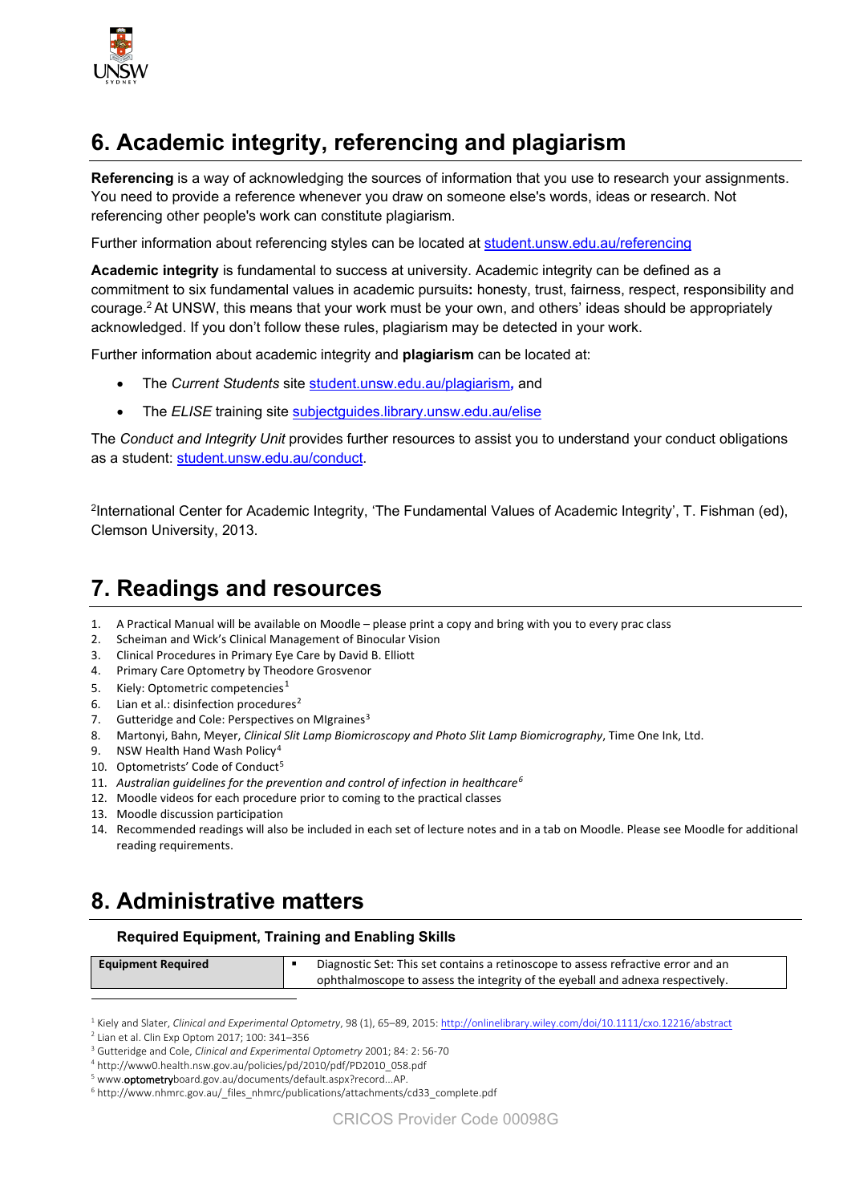# 6. Academic integrity, referencing and plagiarism

**Referencing** is a way of acknowledging the sources of information that you use to research your assignments. You need to provide a reference whenever you draw on someone else's words, ideas or research. Not referencing other people's work can constitute plagiarism.

Further information about referencing styles can be located at student.unsw.edu.au/referencing

**Academic integrity** is fundamental to success at university. Academic integrity can be defined as a commitment to six fundamental values in academic pursuits**:** honesty, trust, fairness, respect, responsibility and courage.[2] At UNSW, this means that your work must be your own, and others' ideas should be appropriately acknowledged. If you don't follow these rules, plagiarism may be detected in your work.

Further information about academic integrity and **plagiarism** can be located at:

- The *Current Students* site student.unsw.edu.au/plagiarism**,** and
- The *ELISE* training site subjectguides.library.unsw.edu.au/elise

The *Conduct and Integrity Unit* provides further resources to assist you to understand your conduct obligations as a student: student.unsw.edu.au/conduct.

[2]International Center for Academic Integrity, 'The Fundamental Values of Academic Integrity', T. Fishman (ed), Clemson University, 2013.

# 7. Readings and resources

1. A Practical Manual will be available on Moodle – please print a copy and bring with you to every prac class
2. Scheiman and Wick's Clinical Management of Binocular Vision
3. Clinical Procedures in Primary Eye Care by David B. Elliott
4. Primary Care Optometry by Theodore Grosvenor
5. Kiely: Optometric competencies[1]
6. Lian et al.: disinfection procedures[2]
7. Gutteridge and Cole: Perspectives on MIgraines[3]
8. Martonyi, Bahn, Meyer, *Clinical Slit Lamp Biomicroscopy and Photo Slit Lamp Biomicrography*, Time One Ink, Ltd.
9. NSW Health Hand Wash Policy[4]
10. Optometrists' Code of Conduct[5]
11. *Australian guidelines for the prevention and control of infection in healthcare*[6]
12. Moodle videos for each procedure prior to coming to the practical classes
13. Moodle discussion participation
14. Recommended readings will also be included in each set of lecture notes and in a tab on Moodle. Please see Moodle for additional reading requirements.

# 8. Administrative matters

### Required Equipment, Training and Enabling Skills

| **Equipment Required** | ▪ Diagnostic Set: This set contains a retinoscope to assess refractive error and an ophthalmoscope to assess the integrity of the eyeball and adnexa respectively. |
|---|---|

[1] Kiely and Slater, *Clinical and Experimental Optometry*, 98 (1), 65–89, 2015: http://onlinelibrary.wiley.com/doi/10.1111/cxo.12216/abstract
[2] Lian et al. Clin Exp Optom 2017; 100: 341–356
[3] Gutteridge and Cole, *Clinical and Experimental Optometry* 2001; 84: 2: 56-70
[4] http://www0.health.nsw.gov.au/policies/pd/2010/pdf/PD2010_058.pdf
[5] www.optometryboard.gov.au/documents/default.aspx?record...AP.
[6] http://www.nhmrc.gov.au/_files_nhmrc/publications/attachments/cd33_complete.pdf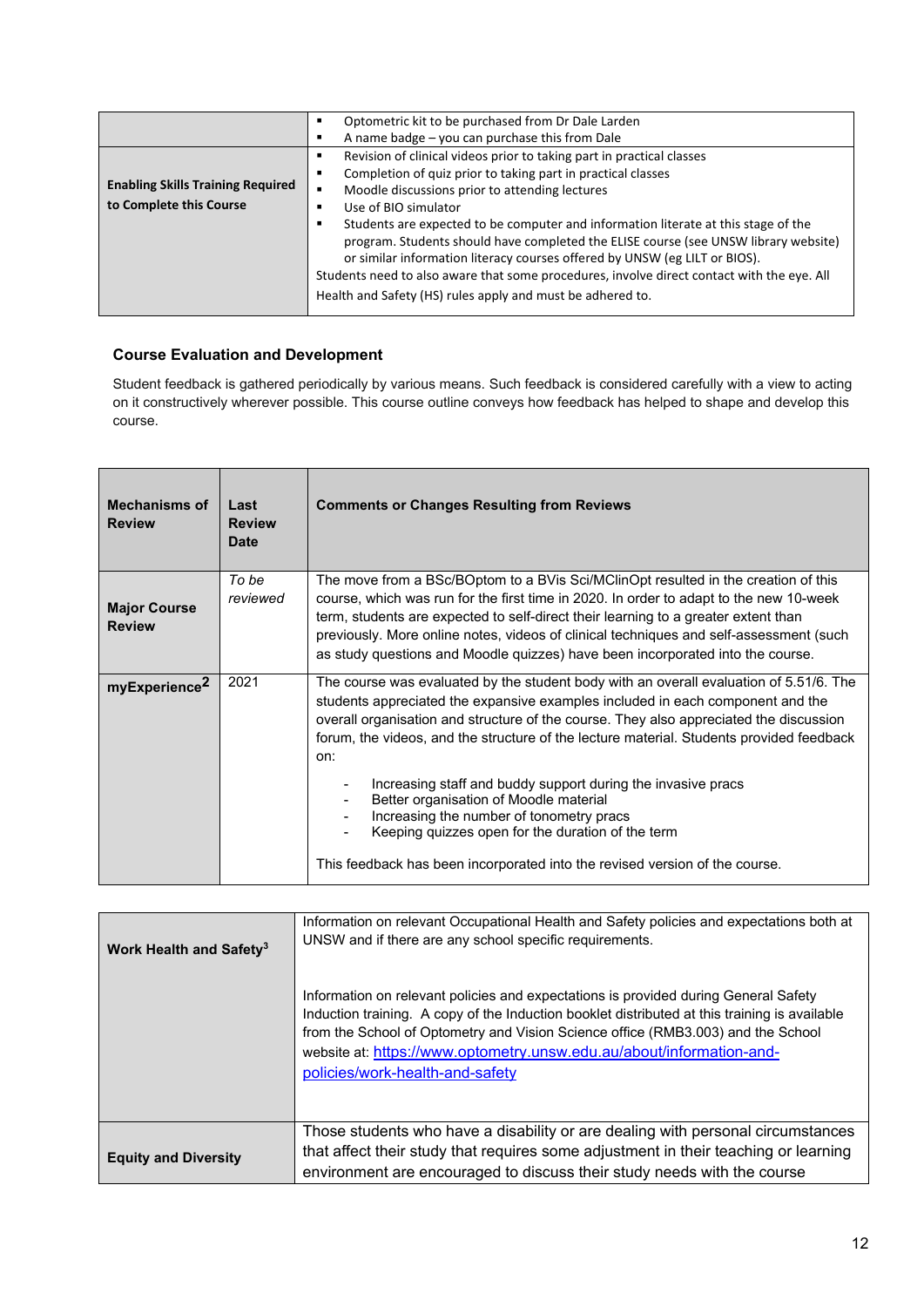| | |
|---|---|
| | ▪ Optometric kit to be purchased from Dr Dale Larden<br>▪ A name badge – you can purchase this from Dale |
| **Enabling Skills Training Required to Complete this Course** | ▪ Revision of clinical videos prior to taking part in practical classes<br>▪ Completion of quiz prior to taking part in practical classes<br>▪ Moodle discussions prior to attending lectures<br>▪ Use of BIO simulator<br>▪ Students are expected to be computer and information literate at this stage of the program. Students should have completed the ELISE course (see UNSW library website) or similar information literacy courses offered by UNSW (eg LILT or BIOS).<br>Students need to also aware that some procedures, involve direct contact with the eye. All Health and Safety (HS) rules apply and must be adhered to. |

### Course Evaluation and Development

Student feedback is gathered periodically by various means. Such feedback is considered carefully with a view to acting on it constructively wherever possible. This course outline conveys how feedback has helped to shape and develop this course.

| Mechanisms of Review | Last Review Date | Comments or Changes Resulting from Reviews |
|---|---|---|
| **Major Course Review** | *To be reviewed* | The move from a BSc/BOptom to a BVis Sci/MClinOpt resulted in the creation of this course, which was run for the first time in 2020. In order to adapt to the new 10-week term, students are expected to self-direct their learning to a greater extent than previously. More online notes, videos of clinical techniques and self-assessment (such as study questions and Moodle quizzes) have been incorporated into the course. |
| **myExperience[2]** | 2021 | The course was evaluated by the student body with an overall evaluation of 5.51/6. The students appreciated the expansive examples included in each component and the overall organisation and structure of the course. They also appreciated the discussion forum, the videos, and the structure of the lecture material. Students provided feedback on:<br>- Increasing staff and buddy support during the invasive pracs<br>- Better organisation of Moodle material<br>- Increasing the number of tonometry pracs<br>- Keeping quizzes open for the duration of the term<br><br>This feedback has been incorporated into the revised version of the course. |

| | |
|---|---|
| **Work Health and Safety[3]** | Information on relevant Occupational Health and Safety policies and expectations both at UNSW and if there are any school specific requirements.<br><br>Information on relevant policies and expectations is provided during General Safety Induction training. A copy of the Induction booklet distributed at this training is available from the School of Optometry and Vision Science office (RMB3.003) and the School website at: [https://www.optometry.unsw.edu.au/about/information-and-policies/work-health-and-safety](https://www.optometry.unsw.edu.au/about/information-and-policies/work-health-and-safety) |
| **Equity and Diversity** | Those students who have a disability or are dealing with personal circumstances that affect their study that requires some adjustment in their teaching or learning environment are encouraged to discuss their study needs with the course |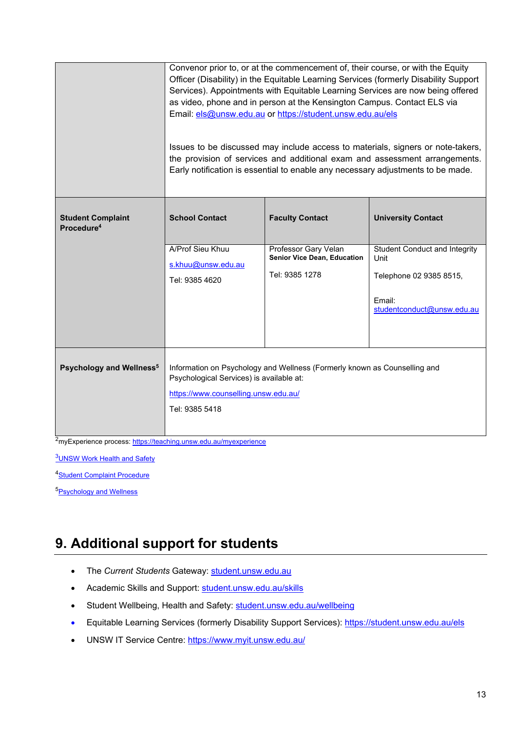| | | | |
|---|---|---|---|
| | Convenor prior to, or at the commencement of, their course, or with the Equity Officer (Disability) in the Equitable Learning Services (formerly Disability Support Services). Appointments with Equitable Learning Services are now being offered as video, phone and in person at the Kensington Campus. Contact ELS via Email: els@unsw.edu.au or https://student.unsw.edu.au/els<br><br>Issues to be discussed may include access to materials, signers or note-takers, the provision of services and additional exam and assessment arrangements. Early notification is essential to enable any necessary adjustments to be made. | | |
| **Student Complaint Procedure**[4] | **School Contact** | **Faculty Contact** | **University Contact** |
| | A/Prof Sieu Khuu<br>s.khuu@unsw.edu.au<br>Tel: 9385 4620 | Professor Gary Velan<br>**Senior Vice Dean, Education**<br>Tel: 9385 1278 | Student Conduct and Integrity Unit<br>Telephone 02 9385 8515,<br>Email: studentconduct@unsw.edu.au |
| **Psychology and Wellness**[5] | Information on Psychology and Wellness (Formerly known as Counselling and Psychological Services) is available at:<br>https://www.counselling.unsw.edu.au/<br>Tel: 9385 5418 | | |

[2]myExperience process: https://teaching.unsw.edu.au/myexperience

[3]UNSW Work Health and Safety

[4]Student Complaint Procedure

[5]Psychology and Wellness

# 9. Additional support for students

- The *Current Students* Gateway: student.unsw.edu.au
- Academic Skills and Support: student.unsw.edu.au/skills
- Student Wellbeing, Health and Safety: student.unsw.edu.au/wellbeing
- Equitable Learning Services (formerly Disability Support Services): https://student.unsw.edu.au/els
- UNSW IT Service Centre: https://www.myit.unsw.edu.au/